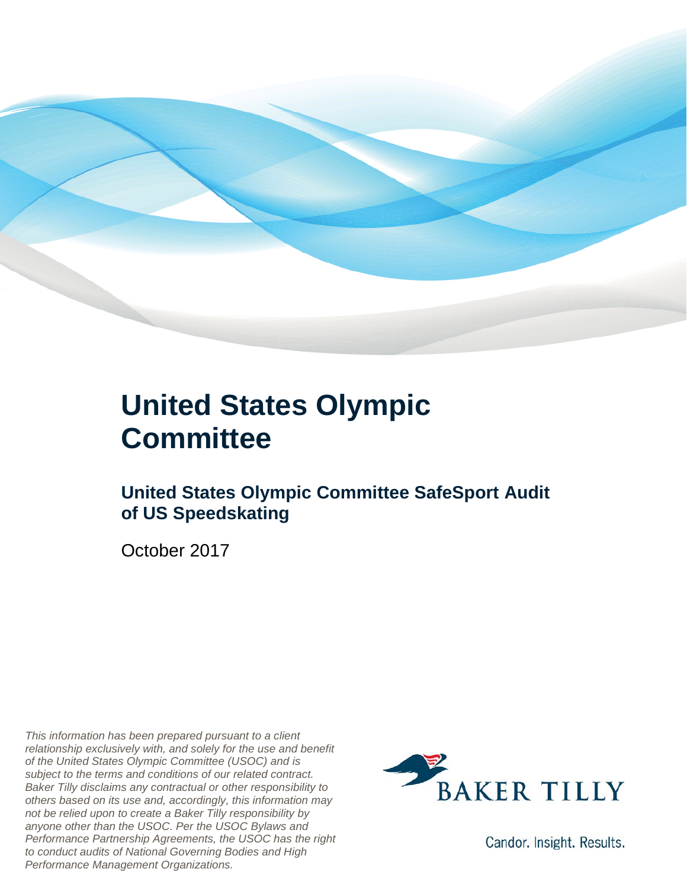# United States Olympic Committee

## United States Olympic Committee SafeSport Audit of US Speedskating

October 2017

*This information has been prepared pursuant to a client relationship exclusively with, and solely for the use and benefit of the United States Olympic Committee (USOC) and is subject to the terms and conditions of our related contract. Baker Tilly disclaims any contractual or other responsibility to others based on its use and, accordingly, this information may not be relied upon to create a Baker Tilly responsibility by anyone other than the USOC. Per the USOC Bylaws and Performance Partnership Agreements, the USOC has the right to conduct audits of National Governing Bodies and High Performance Management Organizations.*

BAKER TILLY

Candor. Insight. Results.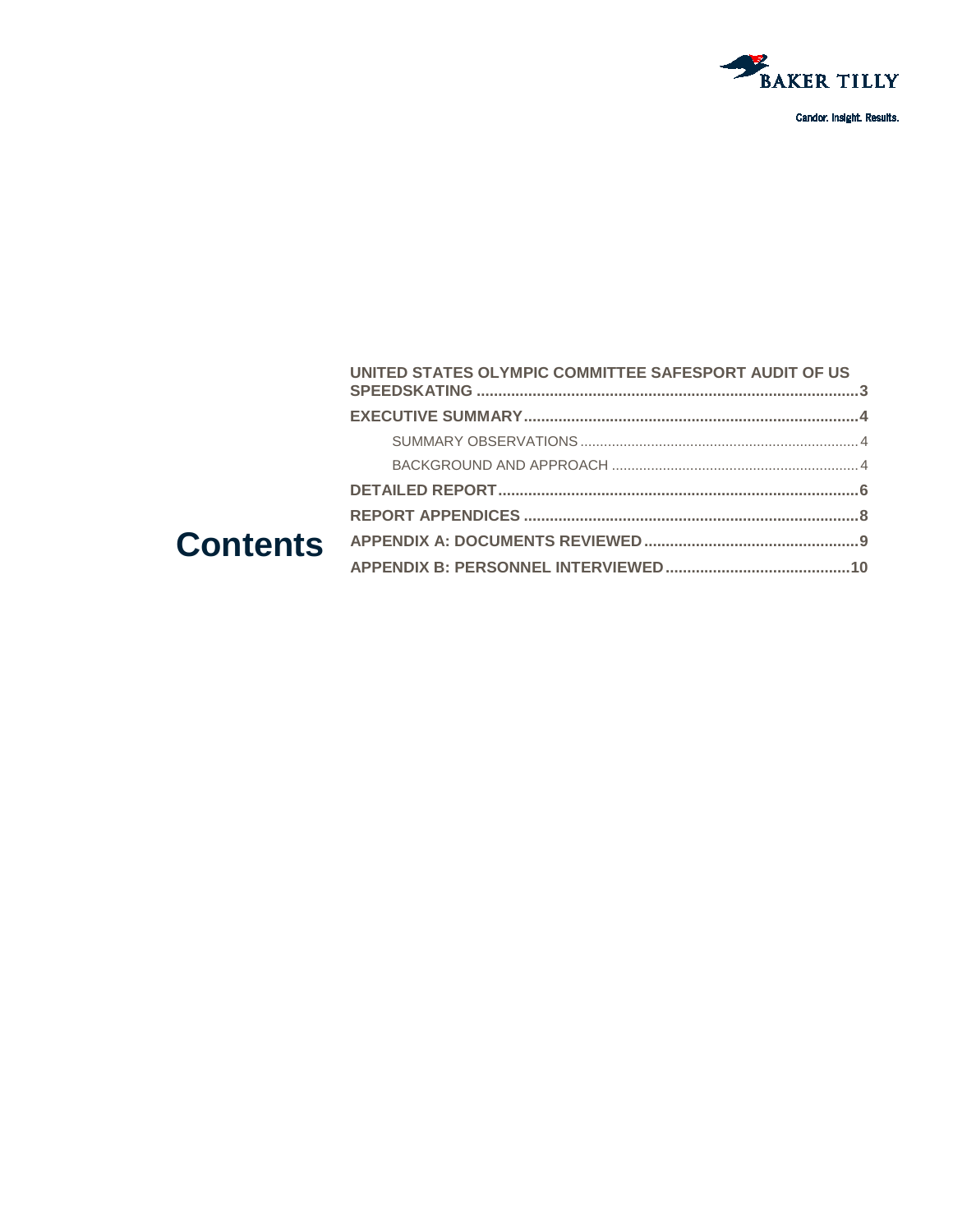BAKER TILLY

Candor. Insight. Results.

# Contents

- **UNITED STATES OLYMPIC COMMITTEE SAFESPORT AUDIT OF US SPEEDSKATING** ........................................ **3**
- **EXECUTIVE SUMMARY** ........................................ **4**
  - SUMMARY OBSERVATIONS ........................................ 4
  - BACKGROUND AND APPROACH ........................................ 4
- **DETAILED REPORT** ........................................ **6**
- **REPORT APPENDICES** ........................................ **8**
- **APPENDIX A: DOCUMENTS REVIEWED** ........................................ **9**
- **APPENDIX B: PERSONNEL INTERVIEWED** ........................................ **10**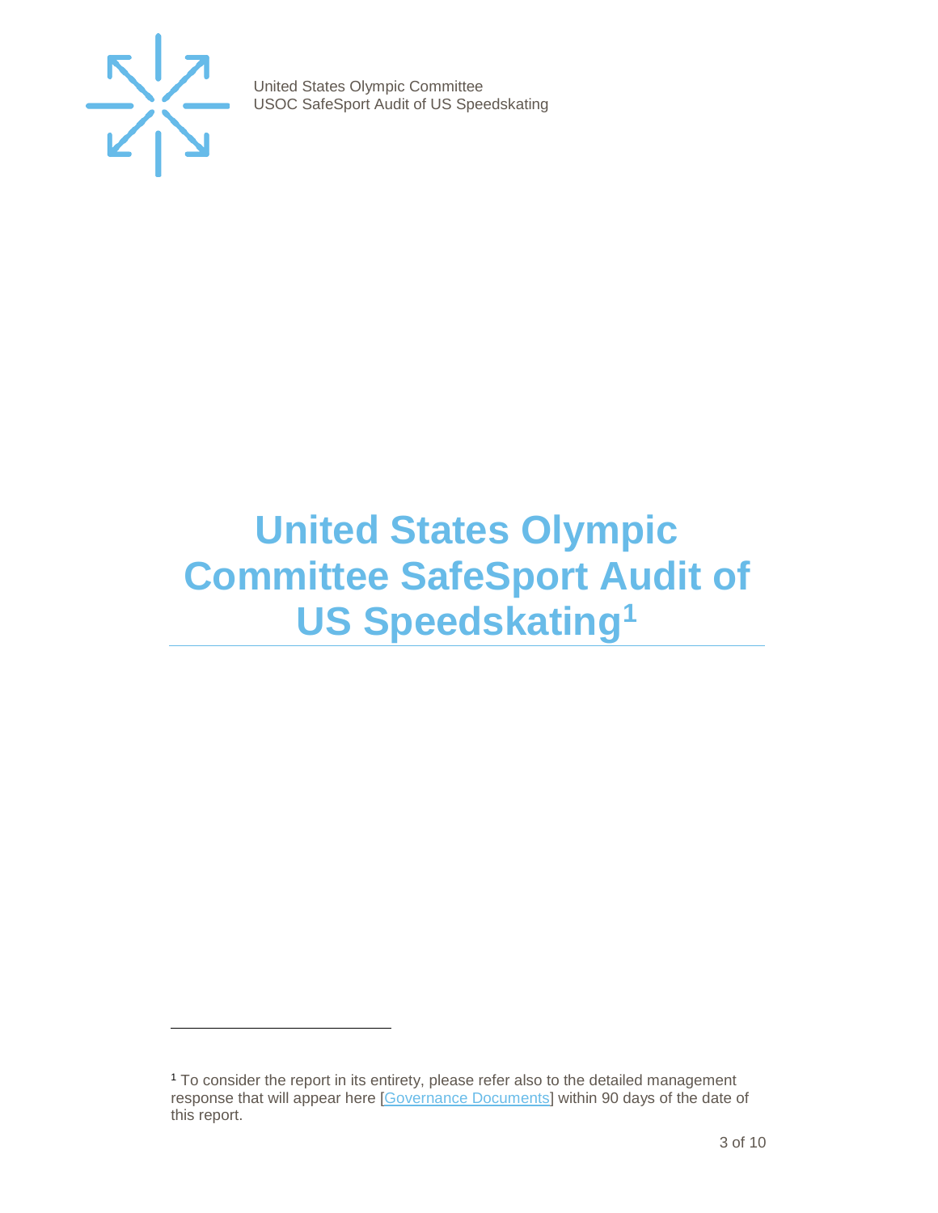# United States Olympic Committee SafeSport Audit of US Speedskating[1]

[1] To consider the report in its entirety, please refer also to the detailed management response that will appear here [Governance Documents] within 90 days of the date of this report.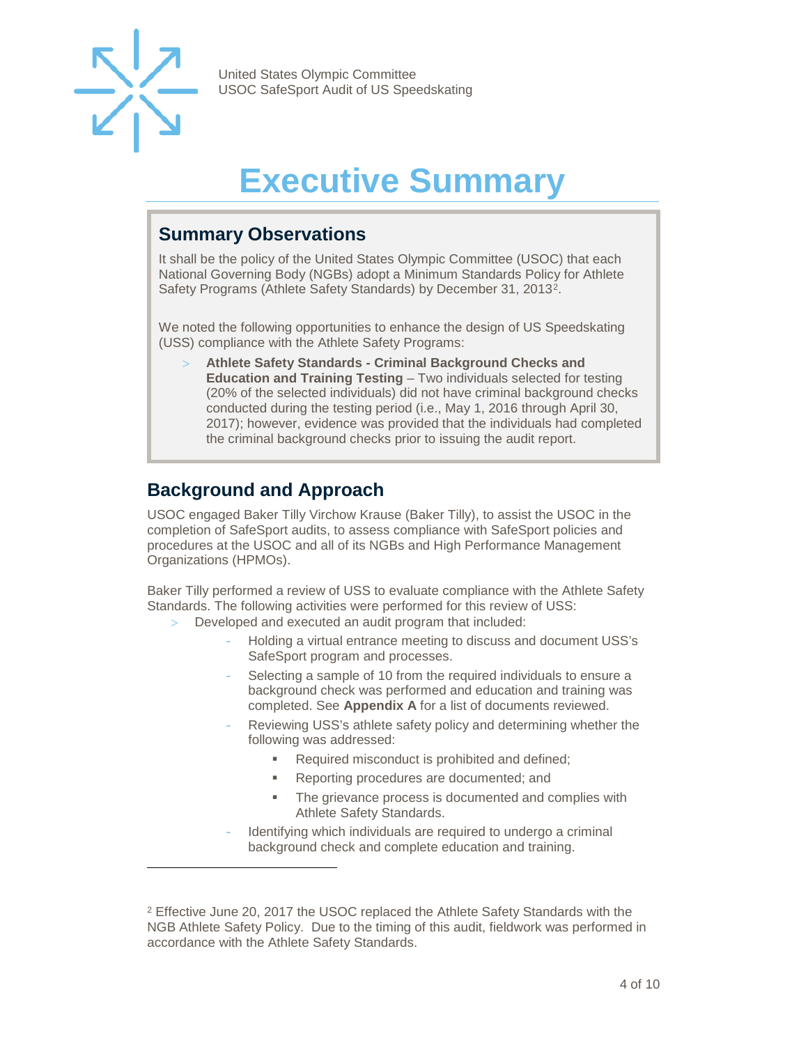# Executive Summary

## Summary Observations

It shall be the policy of the United States Olympic Committee (USOC) that each National Governing Body (NGBs) adopt a Minimum Standards Policy for Athlete Safety Programs (Athlete Safety Standards) by December 31, 2013[2].

We noted the following opportunities to enhance the design of US Speedskating (USS) compliance with the Athlete Safety Programs:

- **Athlete Safety Standards - Criminal Background Checks and Education and Training Testing** – Two individuals selected for testing (20% of the selected individuals) did not have criminal background checks conducted during the testing period (i.e., May 1, 2016 through April 30, 2017); however, evidence was provided that the individuals had completed the criminal background checks prior to issuing the audit report.

## Background and Approach

USOC engaged Baker Tilly Virchow Krause (Baker Tilly), to assist the USOC in the completion of SafeSport audits, to assess compliance with SafeSport policies and procedures at the USOC and all of its NGBs and High Performance Management Organizations (HPMOs).

Baker Tilly performed a review of USS to evaluate compliance with the Athlete Safety Standards. The following activities were performed for this review of USS:

- Developed and executed an audit program that included:
  - Holding a virtual entrance meeting to discuss and document USS's SafeSport program and processes.
  - Selecting a sample of 10 from the required individuals to ensure a background check was performed and education and training was completed. See **Appendix A** for a list of documents reviewed.
  - Reviewing USS's athlete safety policy and determining whether the following was addressed:
    - Required misconduct is prohibited and defined;
    - Reporting procedures are documented; and
    - The grievance process is documented and complies with Athlete Safety Standards.
  - Identifying which individuals are required to undergo a criminal background check and complete education and training.

---

[2] Effective June 20, 2017 the USOC replaced the Athlete Safety Standards with the NGB Athlete Safety Policy. Due to the timing of this audit, fieldwork was performed in accordance with the Athlete Safety Standards.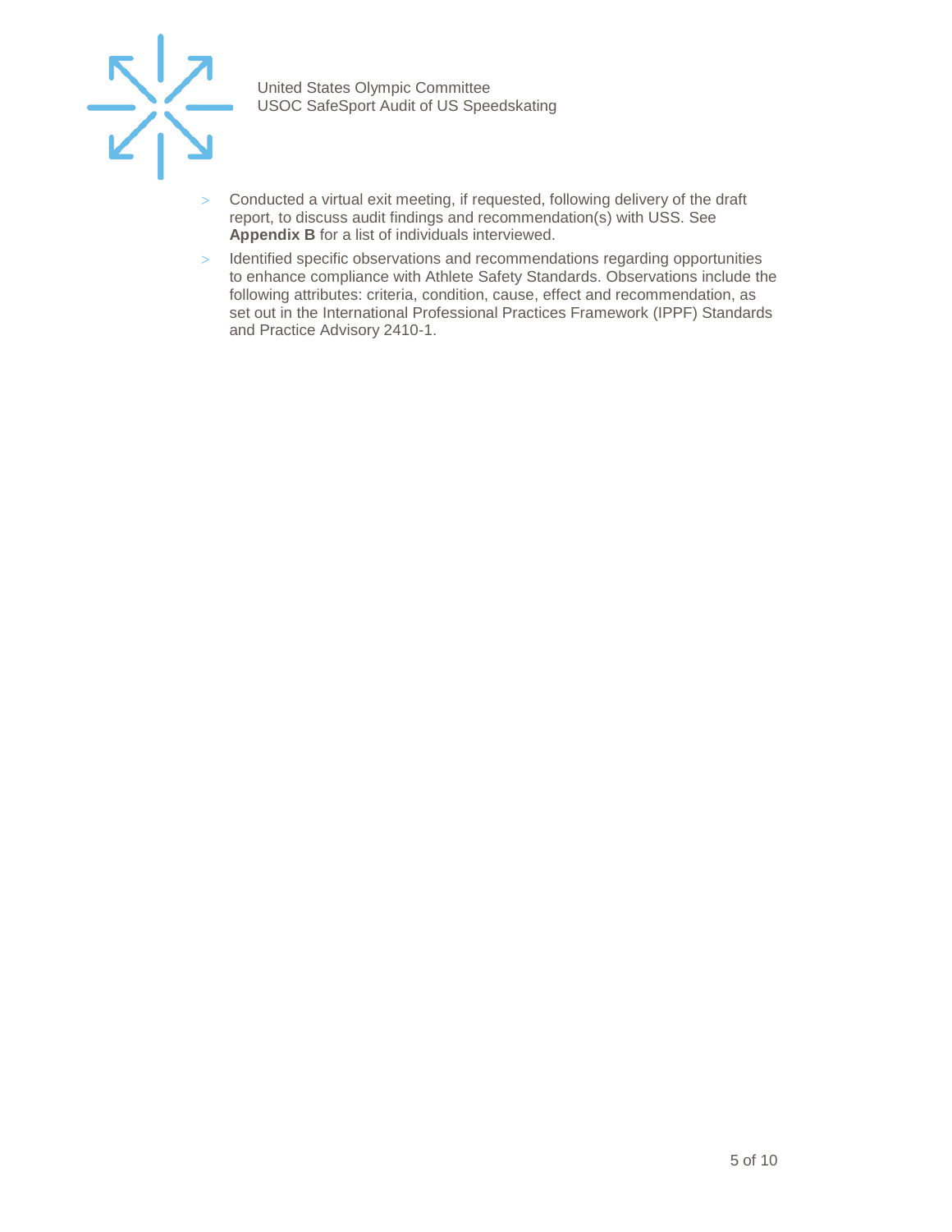- Conducted a virtual exit meeting, if requested, following delivery of the draft report, to discuss audit findings and recommendation(s) with USS. See **Appendix B** for a list of individuals interviewed.
- Identified specific observations and recommendations regarding opportunities to enhance compliance with Athlete Safety Standards. Observations include the following attributes: criteria, condition, cause, effect and recommendation, as set out in the International Professional Practices Framework (IPPF) Standards and Practice Advisory 2410-1.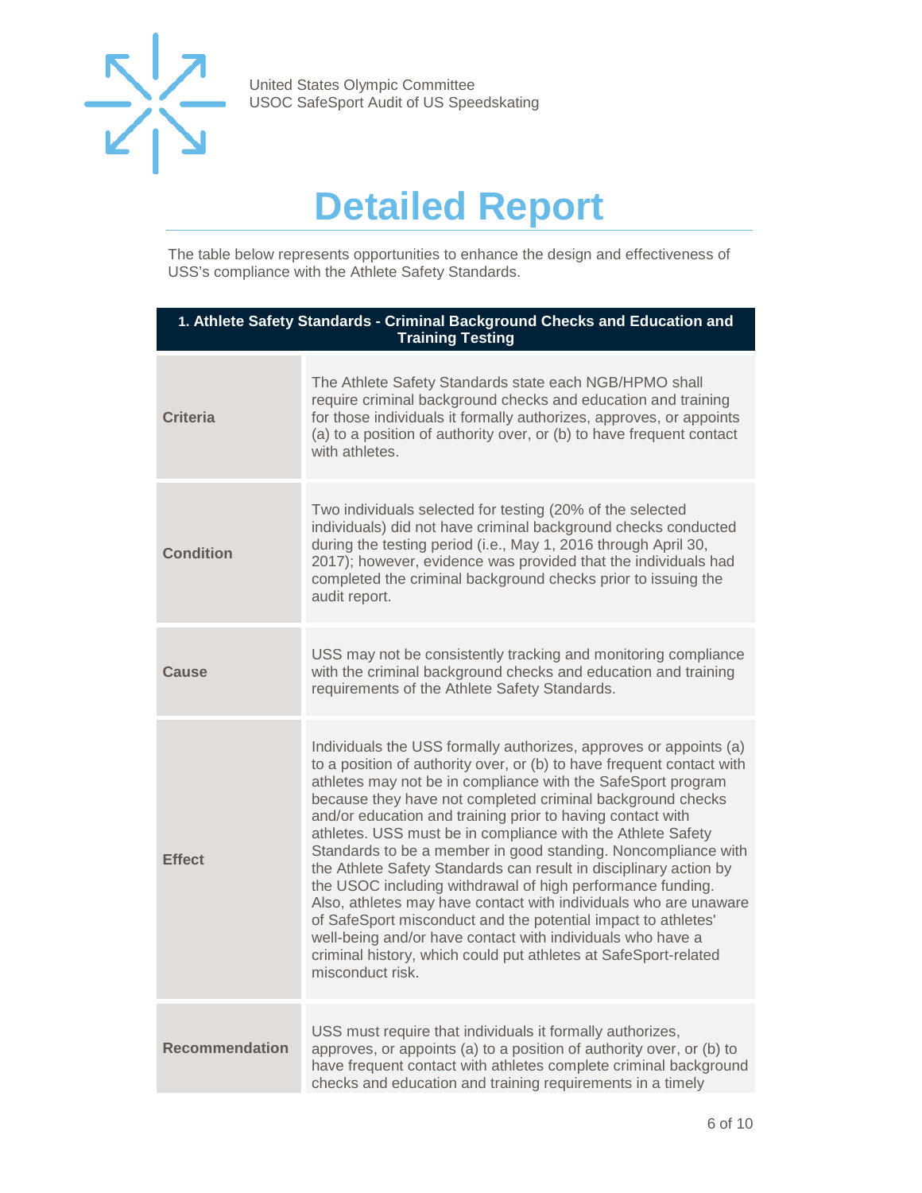# Detailed Report

The table below represents opportunities to enhance the design and effectiveness of USS's compliance with the Athlete Safety Standards.

| **1. Athlete Safety Standards - Criminal Background Checks and Education and Training Testing** | |
|---|---|
| **Criteria** | The Athlete Safety Standards state each NGB/HPMO shall require criminal background checks and education and training for those individuals it formally authorizes, approves, or appoints (a) to a position of authority over, or (b) to have frequent contact with athletes. |
| **Condition** | Two individuals selected for testing (20% of the selected individuals) did not have criminal background checks conducted during the testing period (i.e., May 1, 2016 through April 30, 2017); however, evidence was provided that the individuals had completed the criminal background checks prior to issuing the audit report. |
| **Cause** | USS may not be consistently tracking and monitoring compliance with the criminal background checks and education and training requirements of the Athlete Safety Standards. |
| **Effect** | Individuals the USS formally authorizes, approves or appoints (a) to a position of authority over, or (b) to have frequent contact with athletes may not be in compliance with the SafeSport program because they have not completed criminal background checks and/or education and training prior to having contact with athletes. USS must be in compliance with the Athlete Safety Standards to be a member in good standing. Noncompliance with the Athlete Safety Standards can result in disciplinary action by the USOC including withdrawal of high performance funding. Also, athletes may have contact with individuals who are unaware of SafeSport misconduct and the potential impact to athletes' well-being and/or have contact with individuals who have a criminal history, which could put athletes at SafeSport-related misconduct risk. |
| **Recommendation** | USS must require that individuals it formally authorizes, approves, or appoints (a) to a position of authority over, or (b) to have frequent contact with athletes complete criminal background checks and education and training requirements in a timely |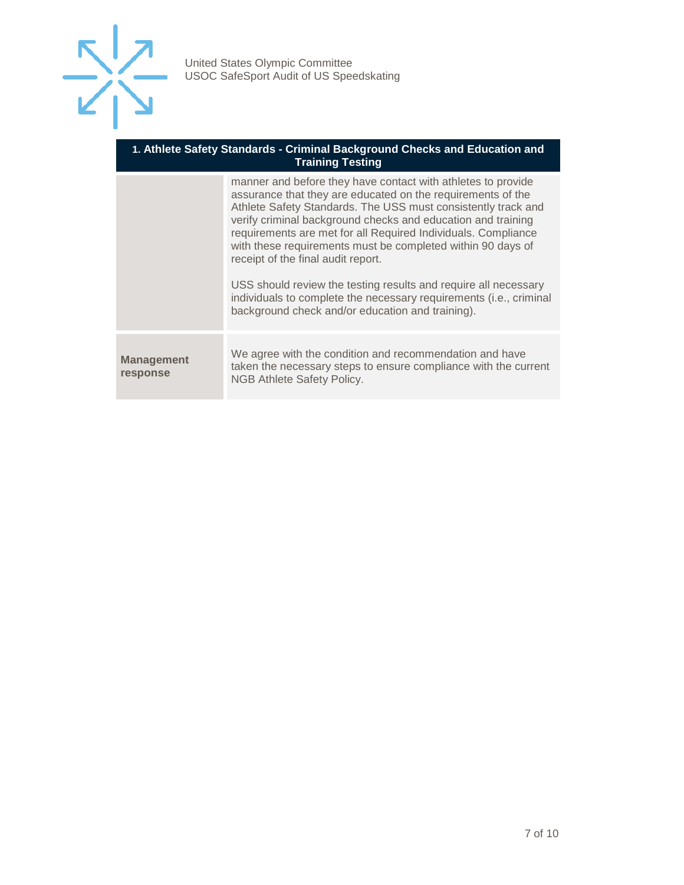| 1. Athlete Safety Standards - Criminal Background Checks and Education and Training Testing | |
|---|---|
| | manner and before they have contact with athletes to provide assurance that they are educated on the requirements of the Athlete Safety Standards. The USS must consistently track and verify criminal background checks and education and training requirements are met for all Required Individuals. Compliance with these requirements must be completed within 90 days of receipt of the final audit report.<br><br>USS should review the testing results and require all necessary individuals to complete the necessary requirements (i.e., criminal background check and/or education and training). |
| **Management response** | We agree with the condition and recommendation and have taken the necessary steps to ensure compliance with the current NGB Athlete Safety Policy. |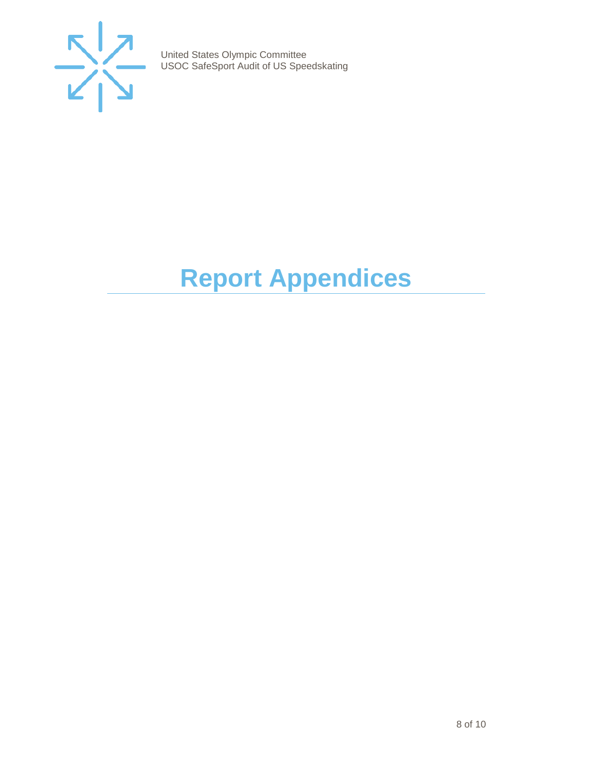# Report Appendices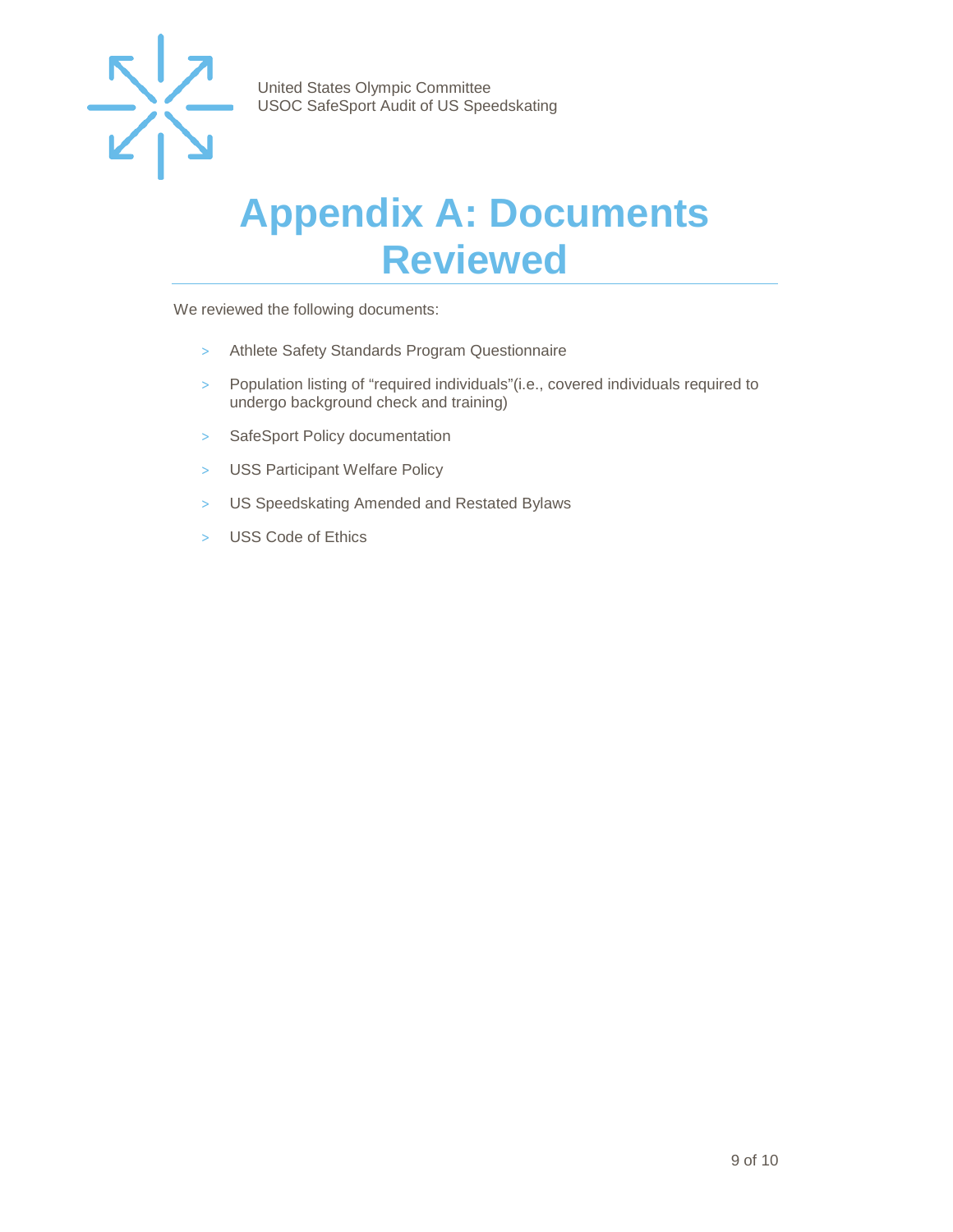# Appendix A: Documents Reviewed

We reviewed the following documents:

- Athlete Safety Standards Program Questionnaire
- Population listing of “required individuals”(i.e., covered individuals required to undergo background check and training)
- SafeSport Policy documentation
- USS Participant Welfare Policy
- US Speedskating Amended and Restated Bylaws
- USS Code of Ethics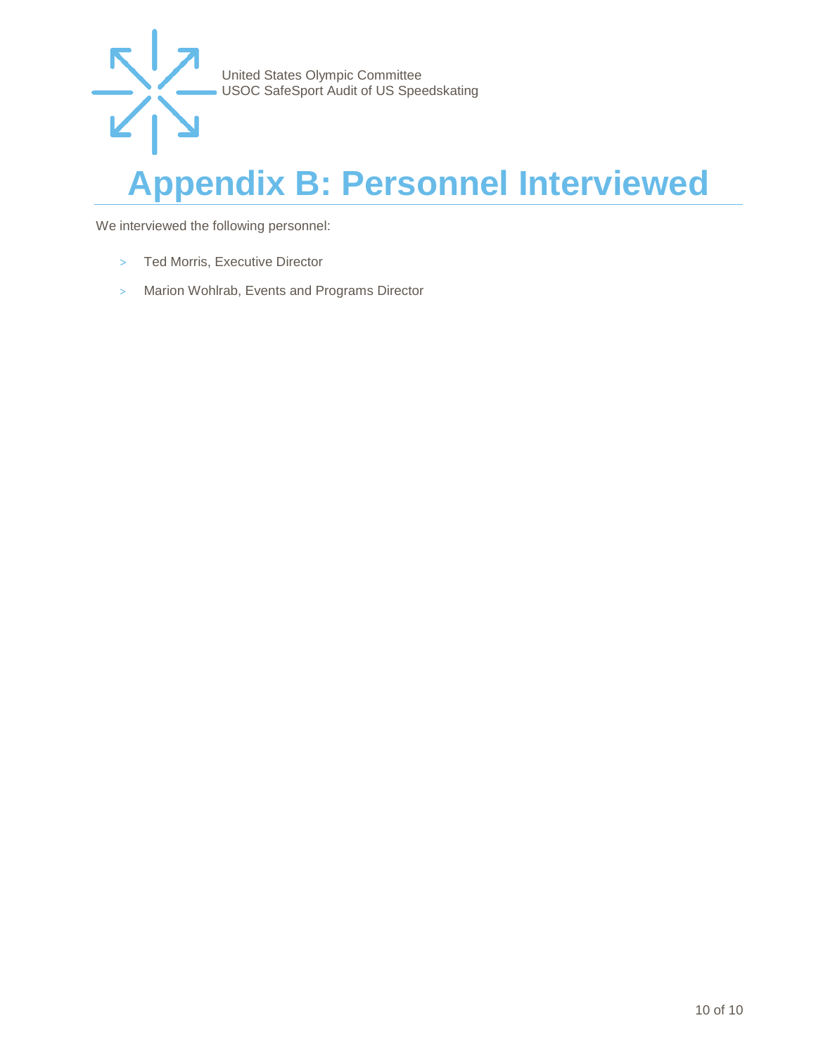# Appendix B: Personnel Interviewed

We interviewed the following personnel:

- Ted Morris, Executive Director
- Marion Wohlrab, Events and Programs Director